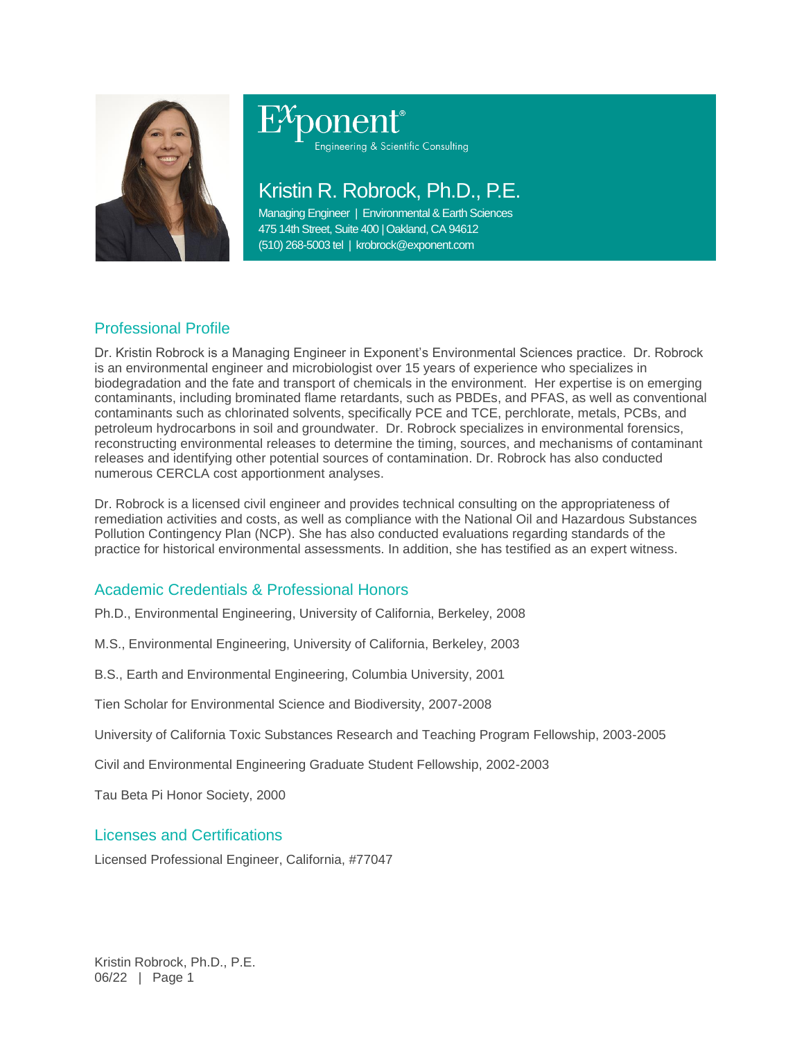Exponent®
Engineering & Scientific Consulting

# Kristin R. Robrock, Ph.D., P.E.

Managing Engineer | Environmental & Earth Sciences
475 14th Street, Suite 400 | Oakland, CA 94612
(510) 268-5003 tel | krobrock@exponent.com

## Professional Profile

Dr. Kristin Robrock is a Managing Engineer in Exponent's Environmental Sciences practice. Dr. Robrock is an environmental engineer and microbiologist over 15 years of experience who specializes in biodegradation and the fate and transport of chemicals in the environment. Her expertise is on emerging contaminants, including brominated flame retardants, such as PBDEs, and PFAS, as well as conventional contaminants such as chlorinated solvents, specifically PCE and TCE, perchlorate, metals, PCBs, and petroleum hydrocarbons in soil and groundwater. Dr. Robrock specializes in environmental forensics, reconstructing environmental releases to determine the timing, sources, and mechanisms of contaminant releases and identifying other potential sources of contamination. Dr. Robrock has also conducted numerous CERCLA cost apportionment analyses.

Dr. Robrock is a licensed civil engineer and provides technical consulting on the appropriateness of remediation activities and costs, as well as compliance with the National Oil and Hazardous Substances Pollution Contingency Plan (NCP). She has also conducted evaluations regarding standards of the practice for historical environmental assessments. In addition, she has testified as an expert witness.

## Academic Credentials & Professional Honors

Ph.D., Environmental Engineering, University of California, Berkeley, 2008

M.S., Environmental Engineering, University of California, Berkeley, 2003

B.S., Earth and Environmental Engineering, Columbia University, 2001

Tien Scholar for Environmental Science and Biodiversity, 2007-2008

University of California Toxic Substances Research and Teaching Program Fellowship, 2003-2005

Civil and Environmental Engineering Graduate Student Fellowship, 2002-2003

Tau Beta Pi Honor Society, 2000

## Licenses and Certifications

Licensed Professional Engineer, California, #77047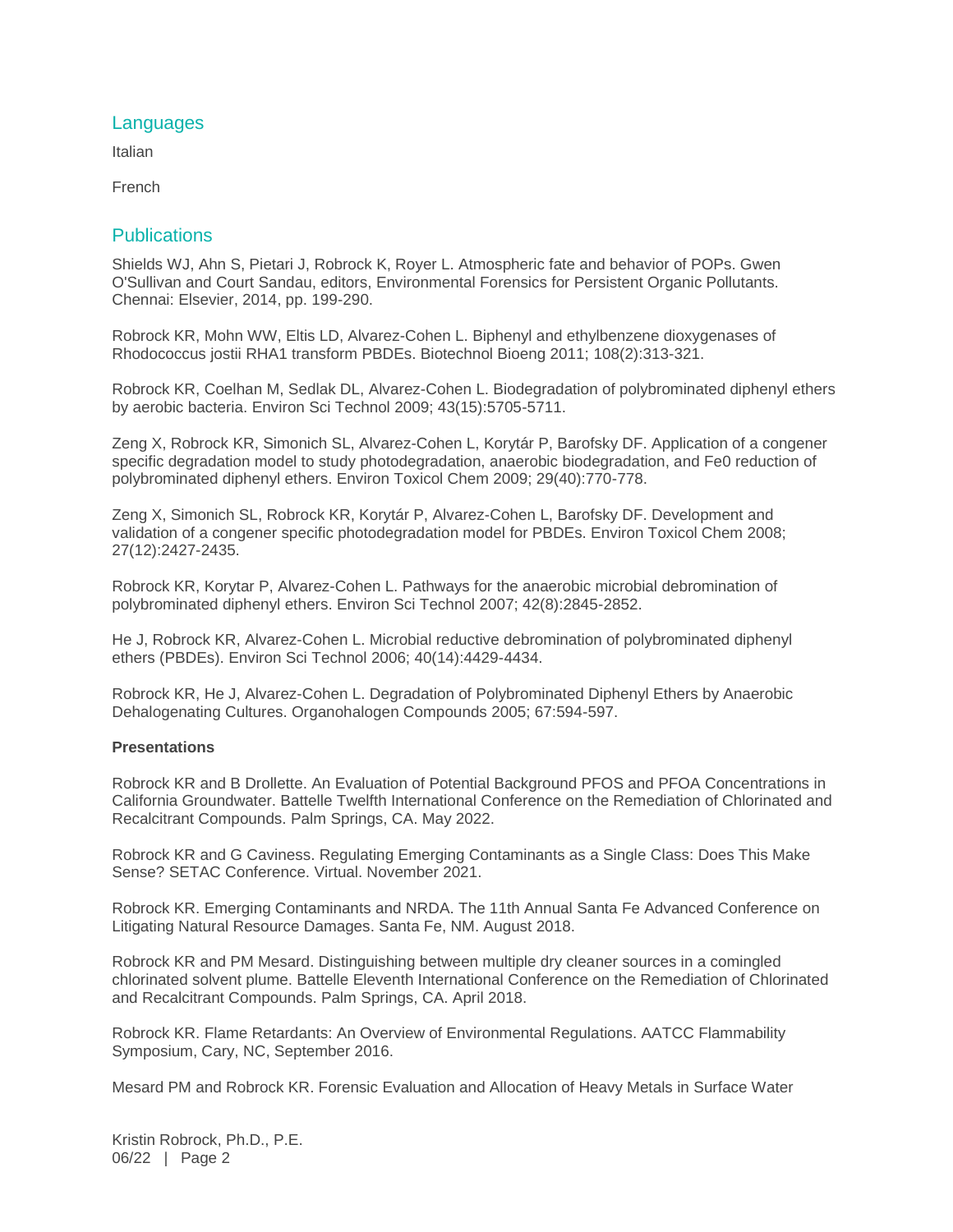## Languages

Italian

French

## Publications

Shields WJ, Ahn S, Pietari J, Robrock K, Royer L. Atmospheric fate and behavior of POPs. Gwen O'Sullivan and Court Sandau, editors, Environmental Forensics for Persistent Organic Pollutants. Chennai: Elsevier, 2014, pp. 199-290.

Robrock KR, Mohn WW, Eltis LD, Alvarez-Cohen L. Biphenyl and ethylbenzene dioxygenases of Rhodococcus jostii RHA1 transform PBDEs. Biotechnol Bioeng 2011; 108(2):313-321.

Robrock KR, Coelhan M, Sedlak DL, Alvarez-Cohen L. Biodegradation of polybrominated diphenyl ethers by aerobic bacteria. Environ Sci Technol 2009; 43(15):5705-5711.

Zeng X, Robrock KR, Simonich SL, Alvarez-Cohen L, Korytár P, Barofsky DF. Application of a congener specific degradation model to study photodegradation, anaerobic biodegradation, and Fe0 reduction of polybrominated diphenyl ethers. Environ Toxicol Chem 2009; 29(40):770-778.

Zeng X, Simonich SL, Robrock KR, Korytár P, Alvarez-Cohen L, Barofsky DF. Development and validation of a congener specific photodegradation model for PBDEs. Environ Toxicol Chem 2008; 27(12):2427-2435.

Robrock KR, Korytar P, Alvarez-Cohen L. Pathways for the anaerobic microbial debromination of polybrominated diphenyl ethers. Environ Sci Technol 2007; 42(8):2845-2852.

He J, Robrock KR, Alvarez-Cohen L. Microbial reductive debromination of polybrominated diphenyl ethers (PBDEs). Environ Sci Technol 2006; 40(14):4429-4434.

Robrock KR, He J, Alvarez-Cohen L. Degradation of Polybrominated Diphenyl Ethers by Anaerobic Dehalogenating Cultures. Organohalogen Compounds 2005; 67:594-597.

**Presentations**

Robrock KR and B Drollette. An Evaluation of Potential Background PFOS and PFOA Concentrations in California Groundwater. Battelle Twelfth International Conference on the Remediation of Chlorinated and Recalcitrant Compounds. Palm Springs, CA. May 2022.

Robrock KR and G Caviness. Regulating Emerging Contaminants as a Single Class: Does This Make Sense? SETAC Conference. Virtual. November 2021.

Robrock KR. Emerging Contaminants and NRDA. The 11th Annual Santa Fe Advanced Conference on Litigating Natural Resource Damages. Santa Fe, NM. August 2018.

Robrock KR and PM Mesard. Distinguishing between multiple dry cleaner sources in a comingled chlorinated solvent plume. Battelle Eleventh International Conference on the Remediation of Chlorinated and Recalcitrant Compounds. Palm Springs, CA. April 2018.

Robrock KR. Flame Retardants: An Overview of Environmental Regulations. AATCC Flammability Symposium, Cary, NC, September 2016.

Mesard PM and Robrock KR. Forensic Evaluation and Allocation of Heavy Metals in Surface Water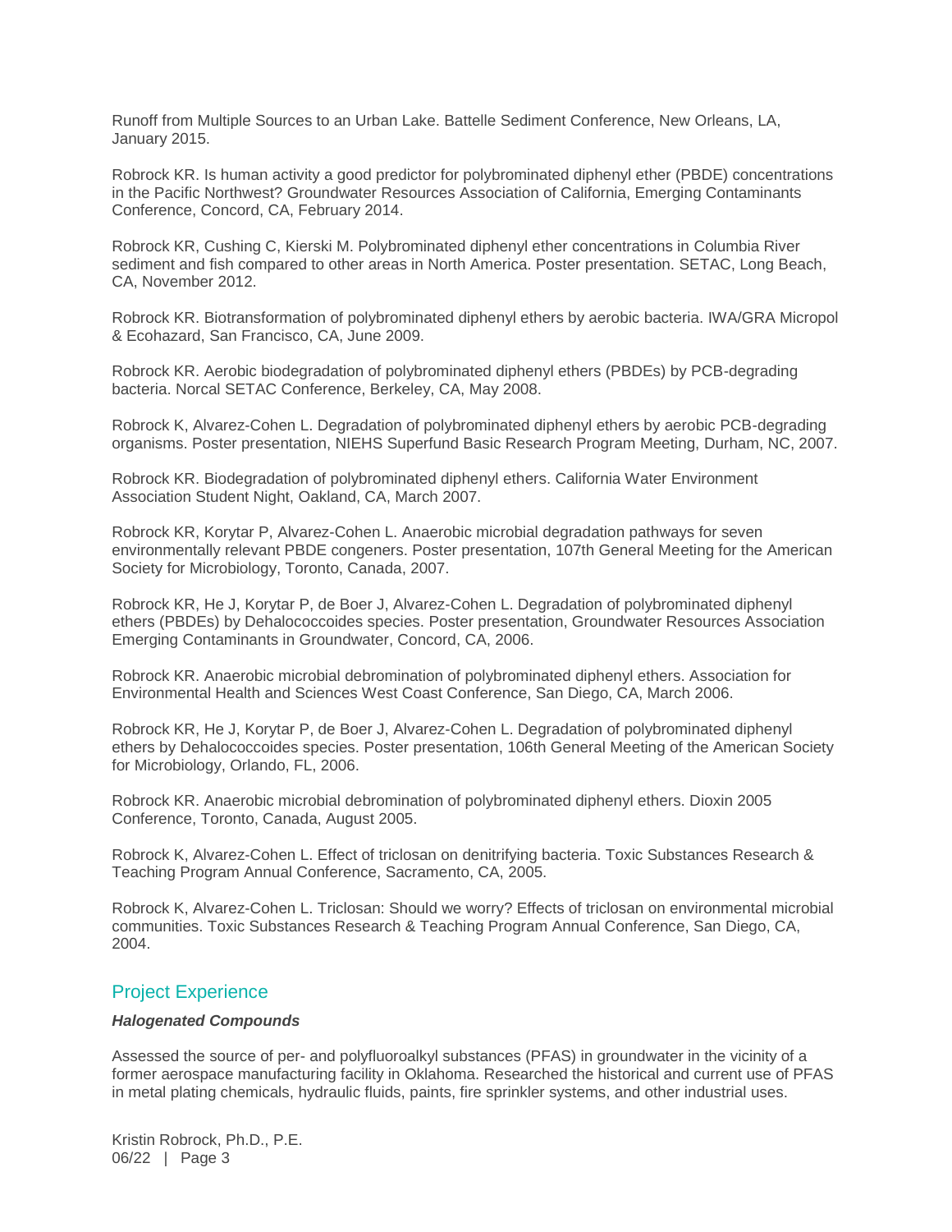Runoff from Multiple Sources to an Urban Lake. Battelle Sediment Conference, New Orleans, LA, January 2015.

Robrock KR. Is human activity a good predictor for polybrominated diphenyl ether (PBDE) concentrations in the Pacific Northwest? Groundwater Resources Association of California, Emerging Contaminants Conference, Concord, CA, February 2014.

Robrock KR, Cushing C, Kierski M. Polybrominated diphenyl ether concentrations in Columbia River sediment and fish compared to other areas in North America. Poster presentation. SETAC, Long Beach, CA, November 2012.

Robrock KR. Biotransformation of polybrominated diphenyl ethers by aerobic bacteria. IWA/GRA Micropol & Ecohazard, San Francisco, CA, June 2009.

Robrock KR. Aerobic biodegradation of polybrominated diphenyl ethers (PBDEs) by PCB-degrading bacteria. Norcal SETAC Conference, Berkeley, CA, May 2008.

Robrock K, Alvarez-Cohen L. Degradation of polybrominated diphenyl ethers by aerobic PCB-degrading organisms. Poster presentation, NIEHS Superfund Basic Research Program Meeting, Durham, NC, 2007.

Robrock KR. Biodegradation of polybrominated diphenyl ethers. California Water Environment Association Student Night, Oakland, CA, March 2007.

Robrock KR, Korytar P, Alvarez-Cohen L. Anaerobic microbial degradation pathways for seven environmentally relevant PBDE congeners. Poster presentation, 107th General Meeting for the American Society for Microbiology, Toronto, Canada, 2007.

Robrock KR, He J, Korytar P, de Boer J, Alvarez-Cohen L. Degradation of polybrominated diphenyl ethers (PBDEs) by Dehalococcoides species. Poster presentation, Groundwater Resources Association Emerging Contaminants in Groundwater, Concord, CA, 2006.

Robrock KR. Anaerobic microbial debromination of polybrominated diphenyl ethers. Association for Environmental Health and Sciences West Coast Conference, San Diego, CA, March 2006.

Robrock KR, He J, Korytar P, de Boer J, Alvarez-Cohen L. Degradation of polybrominated diphenyl ethers by Dehalococcoides species. Poster presentation, 106th General Meeting of the American Society for Microbiology, Orlando, FL, 2006.

Robrock KR. Anaerobic microbial debromination of polybrominated diphenyl ethers. Dioxin 2005 Conference, Toronto, Canada, August 2005.

Robrock K, Alvarez-Cohen L. Effect of triclosan on denitrifying bacteria. Toxic Substances Research & Teaching Program Annual Conference, Sacramento, CA, 2005.

Robrock K, Alvarez-Cohen L. Triclosan: Should we worry? Effects of triclosan on environmental microbial communities. Toxic Substances Research & Teaching Program Annual Conference, San Diego, CA, 2004.

## Project Experience

***Halogenated Compounds***

Assessed the source of per- and polyfluoroalkyl substances (PFAS) in groundwater in the vicinity of a former aerospace manufacturing facility in Oklahoma. Researched the historical and current use of PFAS in metal plating chemicals, hydraulic fluids, paints, fire sprinkler systems, and other industrial uses.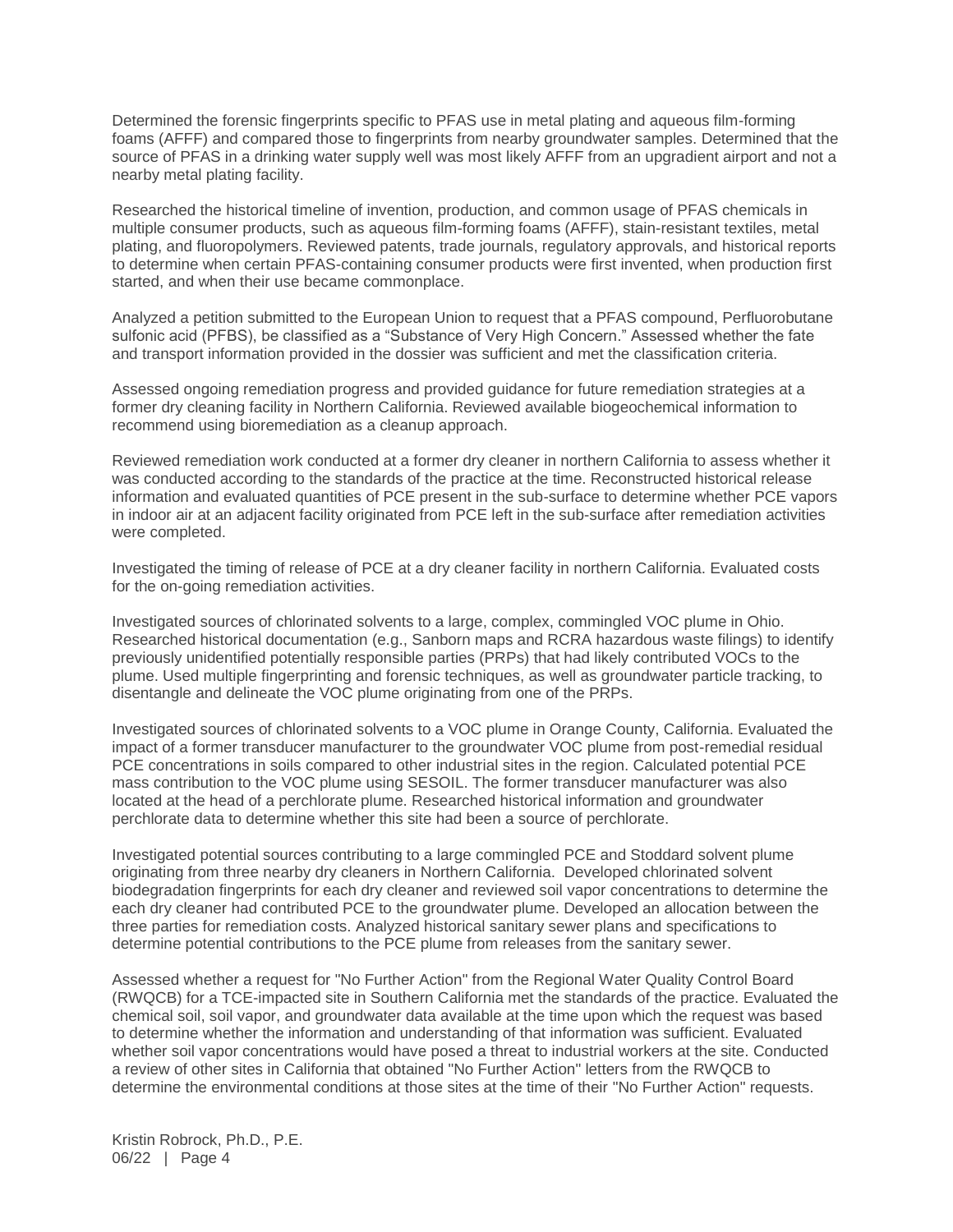Determined the forensic fingerprints specific to PFAS use in metal plating and aqueous film-forming foams (AFFF) and compared those to fingerprints from nearby groundwater samples. Determined that the source of PFAS in a drinking water supply well was most likely AFFF from an upgradient airport and not a nearby metal plating facility.

Researched the historical timeline of invention, production, and common usage of PFAS chemicals in multiple consumer products, such as aqueous film-forming foams (AFFF), stain-resistant textiles, metal plating, and fluoropolymers. Reviewed patents, trade journals, regulatory approvals, and historical reports to determine when certain PFAS-containing consumer products were first invented, when production first started, and when their use became commonplace.

Analyzed a petition submitted to the European Union to request that a PFAS compound, Perfluorobutane sulfonic acid (PFBS), be classified as a "Substance of Very High Concern." Assessed whether the fate and transport information provided in the dossier was sufficient and met the classification criteria.

Assessed ongoing remediation progress and provided guidance for future remediation strategies at a former dry cleaning facility in Northern California. Reviewed available biogeochemical information to recommend using bioremediation as a cleanup approach.

Reviewed remediation work conducted at a former dry cleaner in northern California to assess whether it was conducted according to the standards of the practice at the time. Reconstructed historical release information and evaluated quantities of PCE present in the sub-surface to determine whether PCE vapors in indoor air at an adjacent facility originated from PCE left in the sub-surface after remediation activities were completed.

Investigated the timing of release of PCE at a dry cleaner facility in northern California. Evaluated costs for the on-going remediation activities.

Investigated sources of chlorinated solvents to a large, complex, commingled VOC plume in Ohio. Researched historical documentation (e.g., Sanborn maps and RCRA hazardous waste filings) to identify previously unidentified potentially responsible parties (PRPs) that had likely contributed VOCs to the plume. Used multiple fingerprinting and forensic techniques, as well as groundwater particle tracking, to disentangle and delineate the VOC plume originating from one of the PRPs.

Investigated sources of chlorinated solvents to a VOC plume in Orange County, California. Evaluated the impact of a former transducer manufacturer to the groundwater VOC plume from post-remedial residual PCE concentrations in soils compared to other industrial sites in the region. Calculated potential PCE mass contribution to the VOC plume using SESOIL. The former transducer manufacturer was also located at the head of a perchlorate plume. Researched historical information and groundwater perchlorate data to determine whether this site had been a source of perchlorate.

Investigated potential sources contributing to a large commingled PCE and Stoddard solvent plume originating from three nearby dry cleaners in Northern California. Developed chlorinated solvent biodegradation fingerprints for each dry cleaner and reviewed soil vapor concentrations to determine the each dry cleaner had contributed PCE to the groundwater plume. Developed an allocation between the three parties for remediation costs. Analyzed historical sanitary sewer plans and specifications to determine potential contributions to the PCE plume from releases from the sanitary sewer.

Assessed whether a request for "No Further Action" from the Regional Water Quality Control Board (RWQCB) for a TCE-impacted site in Southern California met the standards of the practice. Evaluated the chemical soil, soil vapor, and groundwater data available at the time upon which the request was based to determine whether the information and understanding of that information was sufficient. Evaluated whether soil vapor concentrations would have posed a threat to industrial workers at the site. Conducted a review of other sites in California that obtained "No Further Action" letters from the RWQCB to determine the environmental conditions at those sites at the time of their "No Further Action" requests.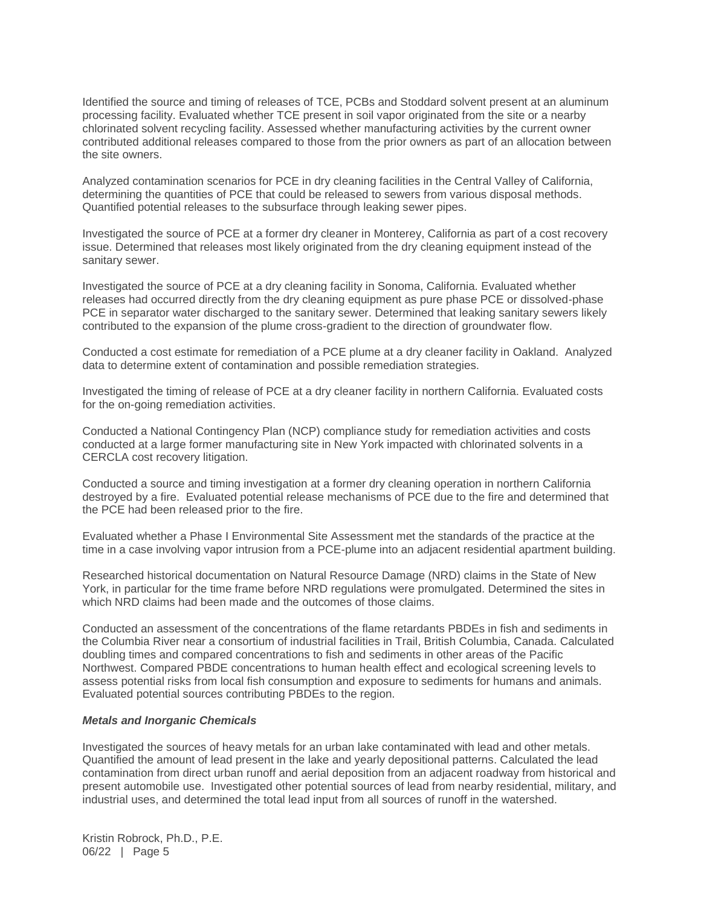Identified the source and timing of releases of TCE, PCBs and Stoddard solvent present at an aluminum processing facility. Evaluated whether TCE present in soil vapor originated from the site or a nearby chlorinated solvent recycling facility. Assessed whether manufacturing activities by the current owner contributed additional releases compared to those from the prior owners as part of an allocation between the site owners.

Analyzed contamination scenarios for PCE in dry cleaning facilities in the Central Valley of California, determining the quantities of PCE that could be released to sewers from various disposal methods. Quantified potential releases to the subsurface through leaking sewer pipes.

Investigated the source of PCE at a former dry cleaner in Monterey, California as part of a cost recovery issue. Determined that releases most likely originated from the dry cleaning equipment instead of the sanitary sewer.

Investigated the source of PCE at a dry cleaning facility in Sonoma, California. Evaluated whether releases had occurred directly from the dry cleaning equipment as pure phase PCE or dissolved-phase PCE in separator water discharged to the sanitary sewer. Determined that leaking sanitary sewers likely contributed to the expansion of the plume cross-gradient to the direction of groundwater flow.

Conducted a cost estimate for remediation of a PCE plume at a dry cleaner facility in Oakland. Analyzed data to determine extent of contamination and possible remediation strategies.

Investigated the timing of release of PCE at a dry cleaner facility in northern California. Evaluated costs for the on-going remediation activities.

Conducted a National Contingency Plan (NCP) compliance study for remediation activities and costs conducted at a large former manufacturing site in New York impacted with chlorinated solvents in a CERCLA cost recovery litigation.

Conducted a source and timing investigation at a former dry cleaning operation in northern California destroyed by a fire. Evaluated potential release mechanisms of PCE due to the fire and determined that the PCE had been released prior to the fire.

Evaluated whether a Phase I Environmental Site Assessment met the standards of the practice at the time in a case involving vapor intrusion from a PCE-plume into an adjacent residential apartment building.

Researched historical documentation on Natural Resource Damage (NRD) claims in the State of New York, in particular for the time frame before NRD regulations were promulgated. Determined the sites in which NRD claims had been made and the outcomes of those claims.

Conducted an assessment of the concentrations of the flame retardants PBDEs in fish and sediments in the Columbia River near a consortium of industrial facilities in Trail, British Columbia, Canada. Calculated doubling times and compared concentrations to fish and sediments in other areas of the Pacific Northwest. Compared PBDE concentrations to human health effect and ecological screening levels to assess potential risks from local fish consumption and exposure to sediments for humans and animals. Evaluated potential sources contributing PBDEs to the region.

***Metals and Inorganic Chemicals***

Investigated the sources of heavy metals for an urban lake contaminated with lead and other metals. Quantified the amount of lead present in the lake and yearly depositional patterns. Calculated the lead contamination from direct urban runoff and aerial deposition from an adjacent roadway from historical and present automobile use. Investigated other potential sources of lead from nearby residential, military, and industrial uses, and determined the total lead input from all sources of runoff in the watershed.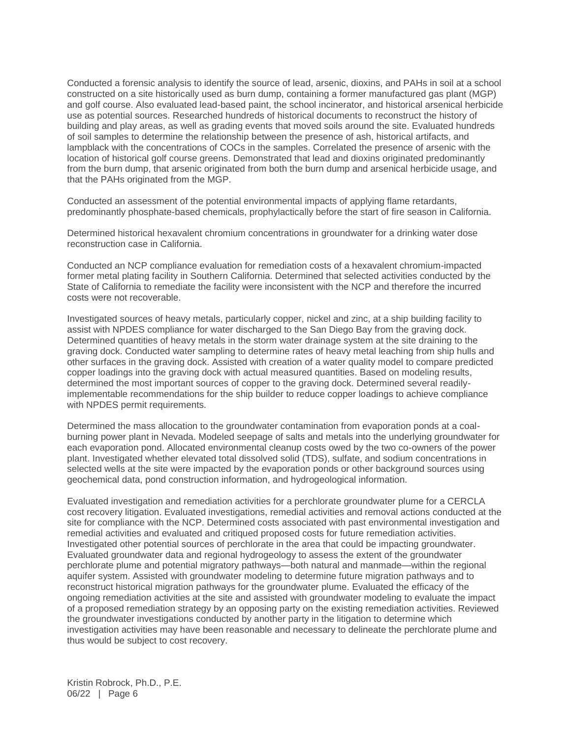Conducted a forensic analysis to identify the source of lead, arsenic, dioxins, and PAHs in soil at a school constructed on a site historically used as burn dump, containing a former manufactured gas plant (MGP) and golf course. Also evaluated lead-based paint, the school incinerator, and historical arsenical herbicide use as potential sources. Researched hundreds of historical documents to reconstruct the history of building and play areas, as well as grading events that moved soils around the site. Evaluated hundreds of soil samples to determine the relationship between the presence of ash, historical artifacts, and lampblack with the concentrations of COCs in the samples. Correlated the presence of arsenic with the location of historical golf course greens. Demonstrated that lead and dioxins originated predominantly from the burn dump, that arsenic originated from both the burn dump and arsenical herbicide usage, and that the PAHs originated from the MGP.

Conducted an assessment of the potential environmental impacts of applying flame retardants, predominantly phosphate-based chemicals, prophylactically before the start of fire season in California.

Determined historical hexavalent chromium concentrations in groundwater for a drinking water dose reconstruction case in California.

Conducted an NCP compliance evaluation for remediation costs of a hexavalent chromium-impacted former metal plating facility in Southern California. Determined that selected activities conducted by the State of California to remediate the facility were inconsistent with the NCP and therefore the incurred costs were not recoverable.

Investigated sources of heavy metals, particularly copper, nickel and zinc, at a ship building facility to assist with NPDES compliance for water discharged to the San Diego Bay from the graving dock. Determined quantities of heavy metals in the storm water drainage system at the site draining to the graving dock. Conducted water sampling to determine rates of heavy metal leaching from ship hulls and other surfaces in the graving dock. Assisted with creation of a water quality model to compare predicted copper loadings into the graving dock with actual measured quantities. Based on modeling results, determined the most important sources of copper to the graving dock. Determined several readily-implementable recommendations for the ship builder to reduce copper loadings to achieve compliance with NPDES permit requirements.

Determined the mass allocation to the groundwater contamination from evaporation ponds at a coal-burning power plant in Nevada. Modeled seepage of salts and metals into the underlying groundwater for each evaporation pond. Allocated environmental cleanup costs owed by the two co-owners of the power plant. Investigated whether elevated total dissolved solid (TDS), sulfate, and sodium concentrations in selected wells at the site were impacted by the evaporation ponds or other background sources using geochemical data, pond construction information, and hydrogeological information.

Evaluated investigation and remediation activities for a perchlorate groundwater plume for a CERCLA cost recovery litigation. Evaluated investigations, remedial activities and removal actions conducted at the site for compliance with the NCP. Determined costs associated with past environmental investigation and remedial activities and evaluated and critiqued proposed costs for future remediation activities. Investigated other potential sources of perchlorate in the area that could be impacting groundwater. Evaluated groundwater data and regional hydrogeology to assess the extent of the groundwater perchlorate plume and potential migratory pathways—both natural and manmade—within the regional aquifer system. Assisted with groundwater modeling to determine future migration pathways and to reconstruct historical migration pathways for the groundwater plume. Evaluated the efficacy of the ongoing remediation activities at the site and assisted with groundwater modeling to evaluate the impact of a proposed remediation strategy by an opposing party on the existing remediation activities. Reviewed the groundwater investigations conducted by another party in the litigation to determine which investigation activities may have been reasonable and necessary to delineate the perchlorate plume and thus would be subject to cost recovery.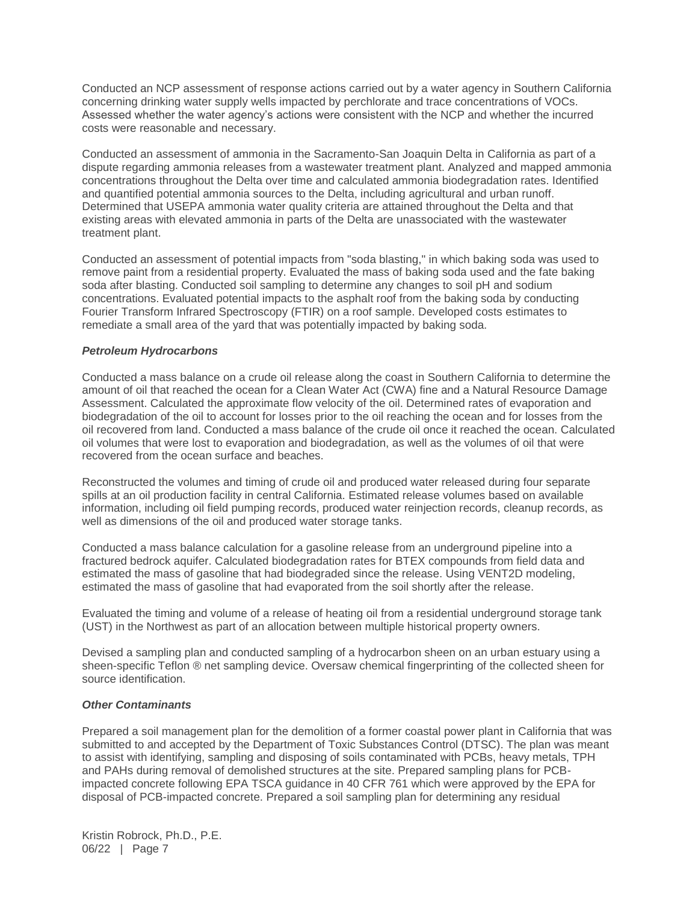Conducted an NCP assessment of response actions carried out by a water agency in Southern California concerning drinking water supply wells impacted by perchlorate and trace concentrations of VOCs. Assessed whether the water agency's actions were consistent with the NCP and whether the incurred costs were reasonable and necessary.

Conducted an assessment of ammonia in the Sacramento-San Joaquin Delta in California as part of a dispute regarding ammonia releases from a wastewater treatment plant. Analyzed and mapped ammonia concentrations throughout the Delta over time and calculated ammonia biodegradation rates. Identified and quantified potential ammonia sources to the Delta, including agricultural and urban runoff. Determined that USEPA ammonia water quality criteria are attained throughout the Delta and that existing areas with elevated ammonia in parts of the Delta are unassociated with the wastewater treatment plant.

Conducted an assessment of potential impacts from "soda blasting," in which baking soda was used to remove paint from a residential property. Evaluated the mass of baking soda used and the fate baking soda after blasting. Conducted soil sampling to determine any changes to soil pH and sodium concentrations. Evaluated potential impacts to the asphalt roof from the baking soda by conducting Fourier Transform Infrared Spectroscopy (FTIR) on a roof sample. Developed costs estimates to remediate a small area of the yard that was potentially impacted by baking soda.

### *Petroleum Hydrocarbons*

Conducted a mass balance on a crude oil release along the coast in Southern California to determine the amount of oil that reached the ocean for a Clean Water Act (CWA) fine and a Natural Resource Damage Assessment. Calculated the approximate flow velocity of the oil. Determined rates of evaporation and biodegradation of the oil to account for losses prior to the oil reaching the ocean and for losses from the oil recovered from land. Conducted a mass balance of the crude oil once it reached the ocean. Calculated oil volumes that were lost to evaporation and biodegradation, as well as the volumes of oil that were recovered from the ocean surface and beaches.

Reconstructed the volumes and timing of crude oil and produced water released during four separate spills at an oil production facility in central California. Estimated release volumes based on available information, including oil field pumping records, produced water reinjection records, cleanup records, as well as dimensions of the oil and produced water storage tanks.

Conducted a mass balance calculation for a gasoline release from an underground pipeline into a fractured bedrock aquifer. Calculated biodegradation rates for BTEX compounds from field data and estimated the mass of gasoline that had biodegraded since the release. Using VENT2D modeling, estimated the mass of gasoline that had evaporated from the soil shortly after the release.

Evaluated the timing and volume of a release of heating oil from a residential underground storage tank (UST) in the Northwest as part of an allocation between multiple historical property owners.

Devised a sampling plan and conducted sampling of a hydrocarbon sheen on an urban estuary using a sheen-specific Teflon ® net sampling device. Oversaw chemical fingerprinting of the collected sheen for source identification.

### *Other Contaminants*

Prepared a soil management plan for the demolition of a former coastal power plant in California that was submitted to and accepted by the Department of Toxic Substances Control (DTSC). The plan was meant to assist with identifying, sampling and disposing of soils contaminated with PCBs, heavy metals, TPH and PAHs during removal of demolished structures at the site. Prepared sampling plans for PCB-impacted concrete following EPA TSCA guidance in 40 CFR 761 which were approved by the EPA for disposal of PCB-impacted concrete. Prepared a soil sampling plan for determining any residual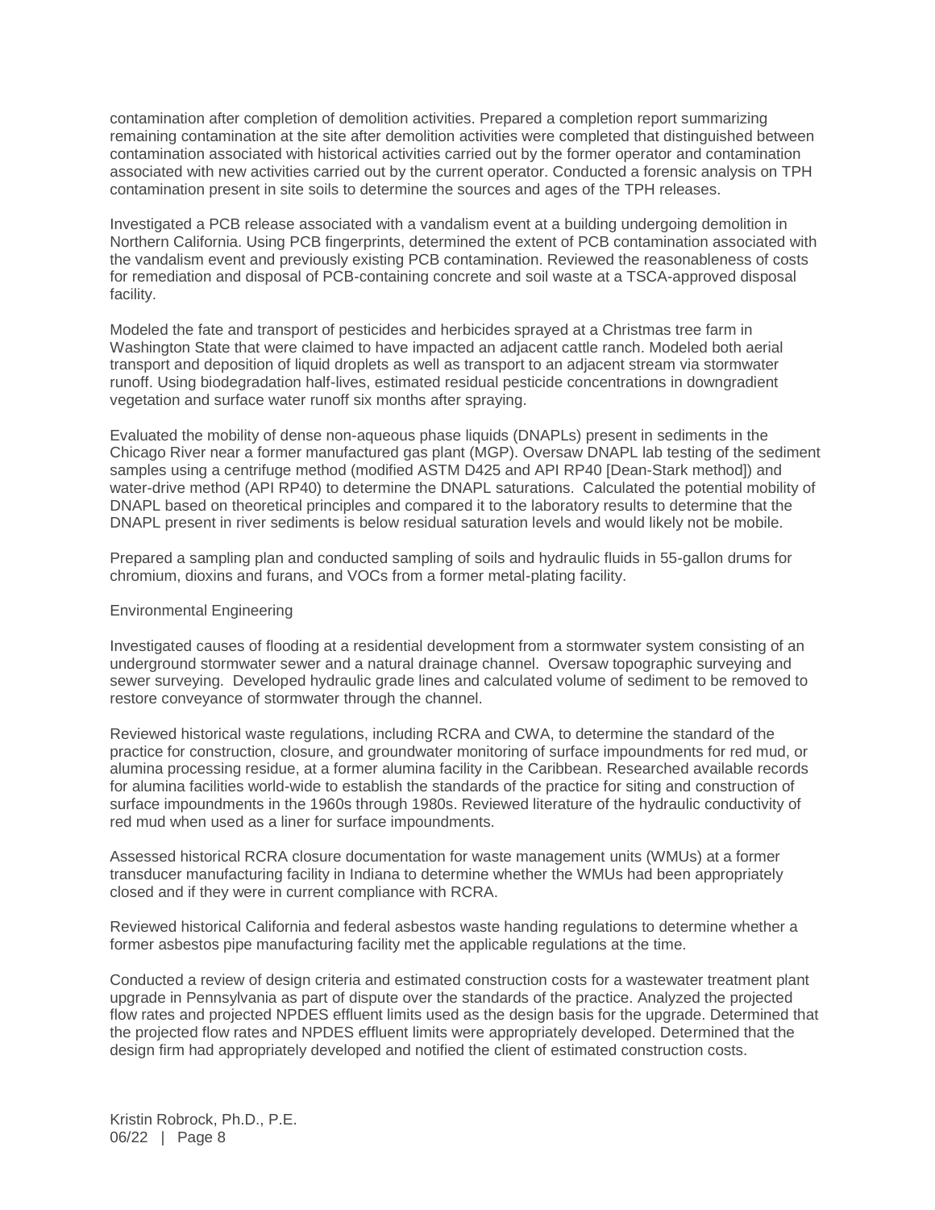contamination after completion of demolition activities. Prepared a completion report summarizing remaining contamination at the site after demolition activities were completed that distinguished between contamination associated with historical activities carried out by the former operator and contamination associated with new activities carried out by the current operator. Conducted a forensic analysis on TPH contamination present in site soils to determine the sources and ages of the TPH releases.

Investigated a PCB release associated with a vandalism event at a building undergoing demolition in Northern California. Using PCB fingerprints, determined the extent of PCB contamination associated with the vandalism event and previously existing PCB contamination. Reviewed the reasonableness of costs for remediation and disposal of PCB-containing concrete and soil waste at a TSCA-approved disposal facility.

Modeled the fate and transport of pesticides and herbicides sprayed at a Christmas tree farm in Washington State that were claimed to have impacted an adjacent cattle ranch. Modeled both aerial transport and deposition of liquid droplets as well as transport to an adjacent stream via stormwater runoff. Using biodegradation half-lives, estimated residual pesticide concentrations in downgradient vegetation and surface water runoff six months after spraying.

Evaluated the mobility of dense non-aqueous phase liquids (DNAPLs) present in sediments in the Chicago River near a former manufactured gas plant (MGP). Oversaw DNAPL lab testing of the sediment samples using a centrifuge method (modified ASTM D425 and API RP40 [Dean-Stark method]) and water-drive method (API RP40) to determine the DNAPL saturations. Calculated the potential mobility of DNAPL based on theoretical principles and compared it to the laboratory results to determine that the DNAPL present in river sediments is below residual saturation levels and would likely not be mobile.

Prepared a sampling plan and conducted sampling of soils and hydraulic fluids in 55-gallon drums for chromium, dioxins and furans, and VOCs from a former metal-plating facility.

Environmental Engineering

Investigated causes of flooding at a residential development from a stormwater system consisting of an underground stormwater sewer and a natural drainage channel. Oversaw topographic surveying and sewer surveying. Developed hydraulic grade lines and calculated volume of sediment to be removed to restore conveyance of stormwater through the channel.

Reviewed historical waste regulations, including RCRA and CWA, to determine the standard of the practice for construction, closure, and groundwater monitoring of surface impoundments for red mud, or alumina processing residue, at a former alumina facility in the Caribbean. Researched available records for alumina facilities world-wide to establish the standards of the practice for siting and construction of surface impoundments in the 1960s through 1980s. Reviewed literature of the hydraulic conductivity of red mud when used as a liner for surface impoundments.

Assessed historical RCRA closure documentation for waste management units (WMUs) at a former transducer manufacturing facility in Indiana to determine whether the WMUs had been appropriately closed and if they were in current compliance with RCRA.

Reviewed historical California and federal asbestos waste handing regulations to determine whether a former asbestos pipe manufacturing facility met the applicable regulations at the time.

Conducted a review of design criteria and estimated construction costs for a wastewater treatment plant upgrade in Pennsylvania as part of dispute over the standards of the practice. Analyzed the projected flow rates and projected NPDES effluent limits used as the design basis for the upgrade. Determined that the projected flow rates and NPDES effluent limits were appropriately developed. Determined that the design firm had appropriately developed and notified the client of estimated construction costs.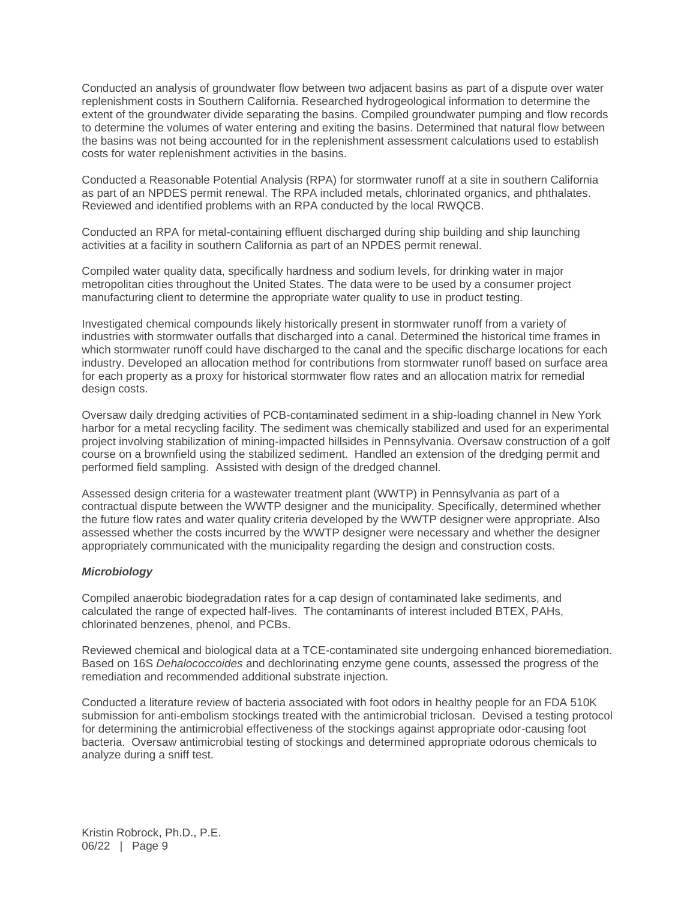Conducted an analysis of groundwater flow between two adjacent basins as part of a dispute over water replenishment costs in Southern California. Researched hydrogeological information to determine the extent of the groundwater divide separating the basins. Compiled groundwater pumping and flow records to determine the volumes of water entering and exiting the basins. Determined that natural flow between the basins was not being accounted for in the replenishment assessment calculations used to establish costs for water replenishment activities in the basins.

Conducted a Reasonable Potential Analysis (RPA) for stormwater runoff at a site in southern California as part of an NPDES permit renewal. The RPA included metals, chlorinated organics, and phthalates. Reviewed and identified problems with an RPA conducted by the local RWQCB.

Conducted an RPA for metal-containing effluent discharged during ship building and ship launching activities at a facility in southern California as part of an NPDES permit renewal.

Compiled water quality data, specifically hardness and sodium levels, for drinking water in major metropolitan cities throughout the United States. The data were to be used by a consumer project manufacturing client to determine the appropriate water quality to use in product testing.

Investigated chemical compounds likely historically present in stormwater runoff from a variety of industries with stormwater outfalls that discharged into a canal. Determined the historical time frames in which stormwater runoff could have discharged to the canal and the specific discharge locations for each industry. Developed an allocation method for contributions from stormwater runoff based on surface area for each property as a proxy for historical stormwater flow rates and an allocation matrix for remedial design costs.

Oversaw daily dredging activities of PCB-contaminated sediment in a ship-loading channel in New York harbor for a metal recycling facility. The sediment was chemically stabilized and used for an experimental project involving stabilization of mining-impacted hillsides in Pennsylvania. Oversaw construction of a golf course on a brownfield using the stabilized sediment. Handled an extension of the dredging permit and performed field sampling. Assisted with design of the dredged channel.

Assessed design criteria for a wastewater treatment plant (WWTP) in Pennsylvania as part of a contractual dispute between the WWTP designer and the municipality. Specifically, determined whether the future flow rates and water quality criteria developed by the WWTP designer were appropriate. Also assessed whether the costs incurred by the WWTP designer were necessary and whether the designer appropriately communicated with the municipality regarding the design and construction costs.

***Microbiology***

Compiled anaerobic biodegradation rates for a cap design of contaminated lake sediments, and calculated the range of expected half-lives. The contaminants of interest included BTEX, PAHs, chlorinated benzenes, phenol, and PCBs.

Reviewed chemical and biological data at a TCE-contaminated site undergoing enhanced bioremediation. Based on 16S *Dehalococcoides* and dechlorinating enzyme gene counts, assessed the progress of the remediation and recommended additional substrate injection.

Conducted a literature review of bacteria associated with foot odors in healthy people for an FDA 510K submission for anti-embolism stockings treated with the antimicrobial triclosan. Devised a testing protocol for determining the antimicrobial effectiveness of the stockings against appropriate odor-causing foot bacteria. Oversaw antimicrobial testing of stockings and determined appropriate odorous chemicals to analyze during a sniff test.